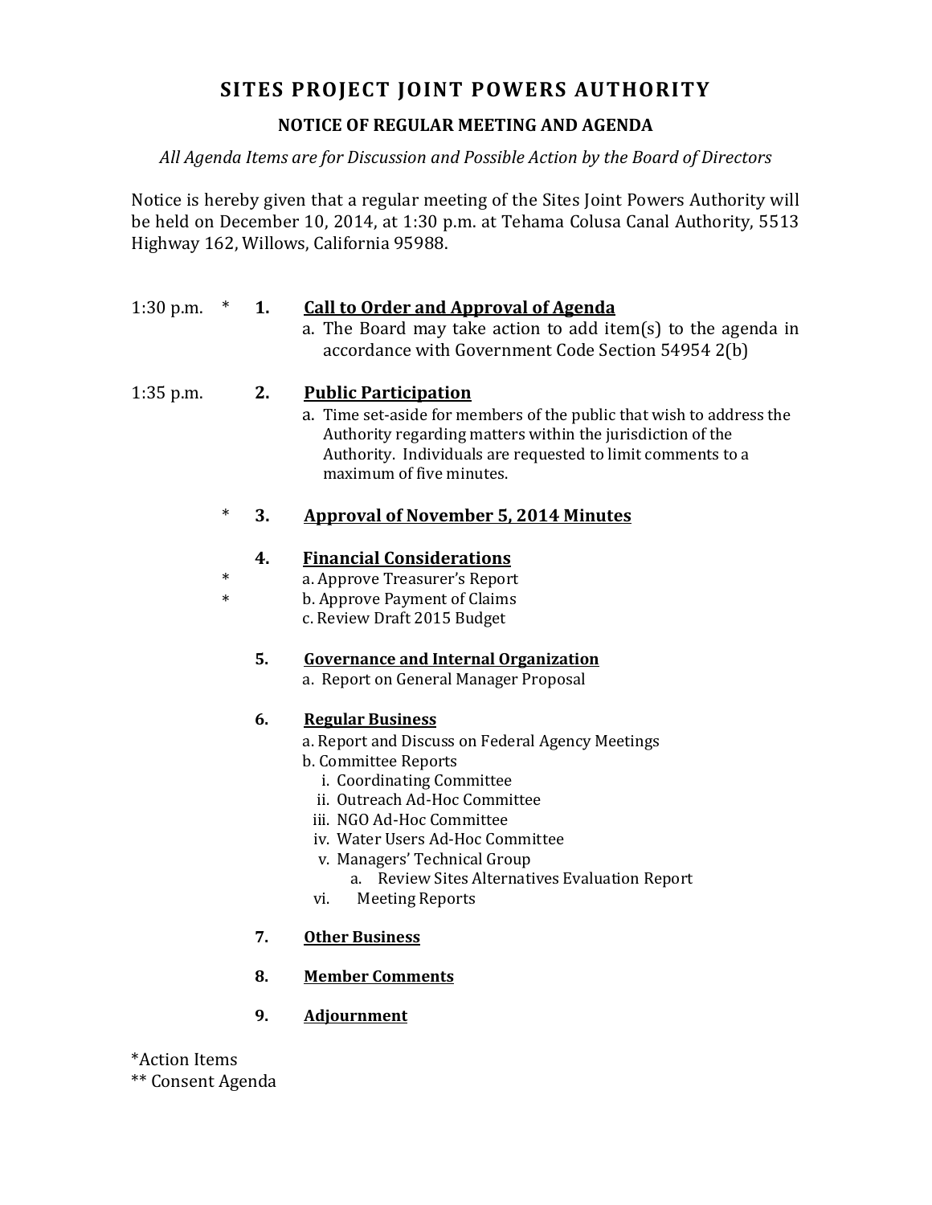# SITES PROJECT JOINT POWERS AUTHORITY

## NOTICE OF REGULAR MEETING AND AGENDA

*All Agenda Items are for Discussion and Possible Action by the Board of Directors*

Notice is hereby given that a regular meeting of the Sites Joint Powers Authority will be held on December 10, 2014, at 1:30 p.m. at Tehama Colusa Canal Authority, 5513 Highway 162, Willows, California 95988.

1:30 p.m. * **1. <u>Call to Order and Approval of Agenda</u>**

- a. The Board may take action to add item(s) to the agenda in accordance with Government Code Section 54954 2(b)

1:35 p.m. **2. <u>Public Participation</u>**

- a. Time set-aside for members of the public that wish to address the Authority regarding matters within the jurisdiction of the Authority. Individuals are requested to limit comments to a maximum of five minutes.

\* **3. <u>Approval of November 5, 2014 Minutes</u>**

**4. <u>Financial Considerations</u>**

- \* a. Approve Treasurer's Report
- \* b. Approve Payment of Claims
- c. Review Draft 2015 Budget

**5. <u>Governance and Internal Organization</u>**

- a. Report on General Manager Proposal

**6. <u>Regular Business</u>**

- a. Report and Discuss on Federal Agency Meetings
- b. Committee Reports
  - i. Coordinating Committee
  - ii. Outreach Ad-Hoc Committee
  - iii. NGO Ad-Hoc Committee
  - iv. Water Users Ad-Hoc Committee
  - v. Managers' Technical Group
    - a. Review Sites Alternatives Evaluation Report
  - vi. Meeting Reports

**7. <u>Other Business</u>**

**8. <u>Member Comments</u>**

**9. <u>Adjournment</u>**

*Action Items

** Consent Agenda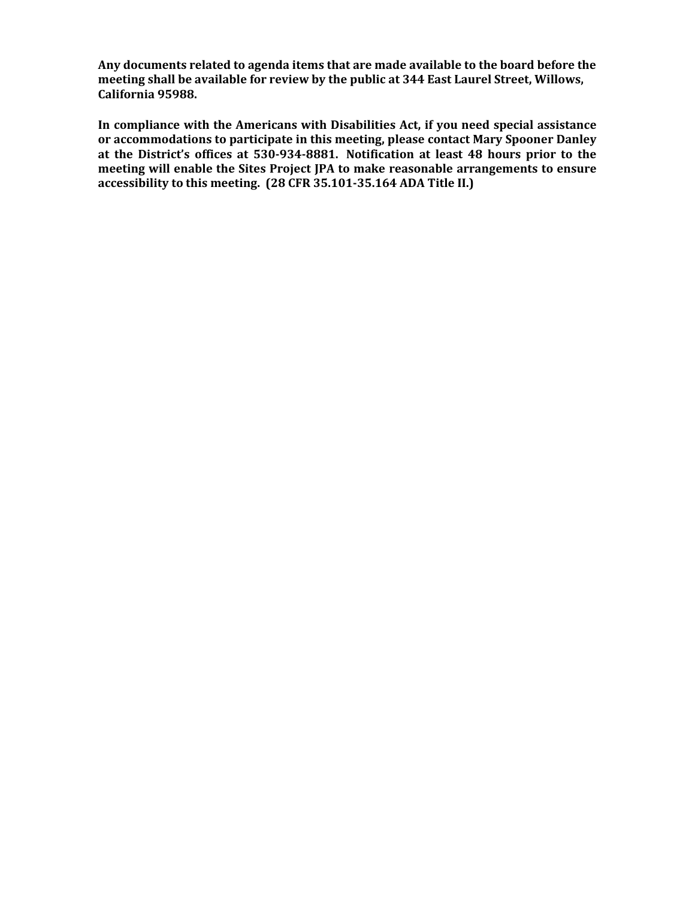**Any documents related to agenda items that are made available to the board before the meeting shall be available for review by the public at 344 East Laurel Street, Willows, California 95988.**

**In compliance with the Americans with Disabilities Act, if you need special assistance or accommodations to participate in this meeting, please contact Mary Spooner Danley at the District's offices at 530-934-8881. Notification at least 48 hours prior to the meeting will enable the Sites Project JPA to make reasonable arrangements to ensure accessibility to this meeting. (28 CFR 35.101-35.164 ADA Title II.)**